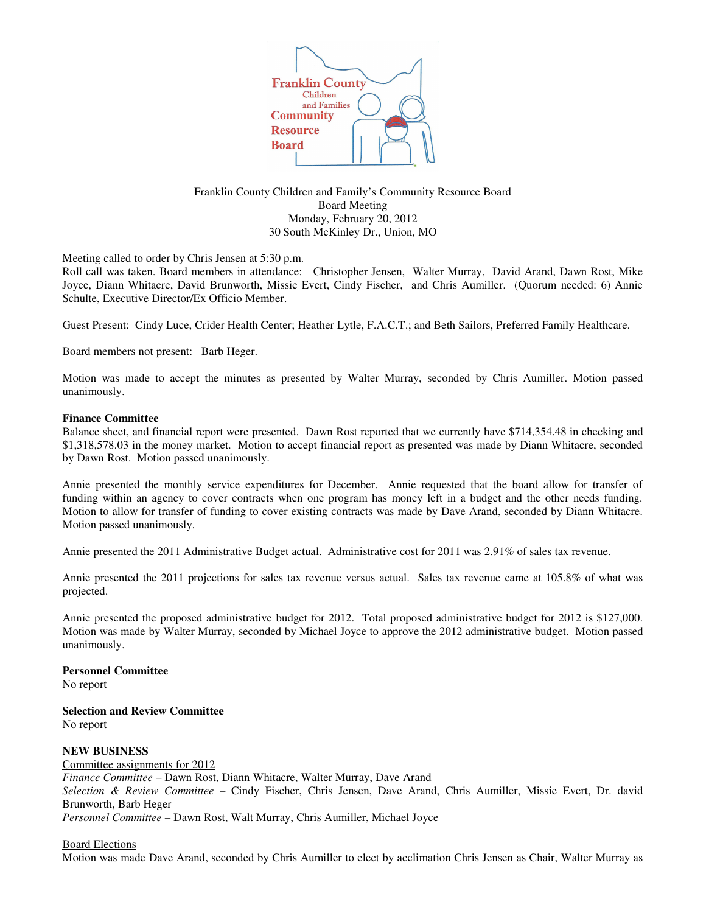Franklin County Children and Family's Community Resource Board
Board Meeting
Monday, February 20, 2012
30 South McKinley Dr., Union, MO

Meeting called to order by Chris Jensen at 5:30 p.m.
Roll call was taken. Board members in attendance: Christopher Jensen, Walter Murray, David Arand, Dawn Rost, Mike Joyce, Diann Whitacre, David Brunworth, Missie Evert, Cindy Fischer, and Chris Aumiller. (Quorum needed: 6) Annie Schulte, Executive Director/Ex Officio Member.

Guest Present: Cindy Luce, Crider Health Center; Heather Lytle, F.A.C.T.; and Beth Sailors, Preferred Family Healthcare.

Board members not present: Barb Heger.

Motion was made to accept the minutes as presented by Walter Murray, seconded by Chris Aumiller. Motion passed unanimously.

**Finance Committee**
Balance sheet, and financial report were presented. Dawn Rost reported that we currently have $714,354.48 in checking and $1,318,578.03 in the money market. Motion to accept financial report as presented was made by Diann Whitacre, seconded by Dawn Rost. Motion passed unanimously.

Annie presented the monthly service expenditures for December. Annie requested that the board allow for transfer of funding within an agency to cover contracts when one program has money left in a budget and the other needs funding. Motion to allow for transfer of funding to cover existing contracts was made by Dave Arand, seconded by Diann Whitacre. Motion passed unanimously.

Annie presented the 2011 Administrative Budget actual. Administrative cost for 2011 was 2.91% of sales tax revenue.

Annie presented the 2011 projections for sales tax revenue versus actual. Sales tax revenue came at 105.8% of what was projected.

Annie presented the proposed administrative budget for 2012. Total proposed administrative budget for 2012 is $127,000. Motion was made by Walter Murray, seconded by Michael Joyce to approve the 2012 administrative budget. Motion passed unanimously.

**Personnel Committee**
No report

**Selection and Review Committee**
No report

**NEW BUSINESS**
Committee assignments for 2012
*Finance Committee* – Dawn Rost, Diann Whitacre, Walter Murray, Dave Arand
*Selection & Review Committee* – Cindy Fischer, Chris Jensen, Dave Arand, Chris Aumiller, Missie Evert, Dr. david Brunworth, Barb Heger
*Personnel Committee* – Dawn Rost, Walt Murray, Chris Aumiller, Michael Joyce

Board Elections
Motion was made Dave Arand, seconded by Chris Aumiller to elect by acclimation Chris Jensen as Chair, Walter Murray as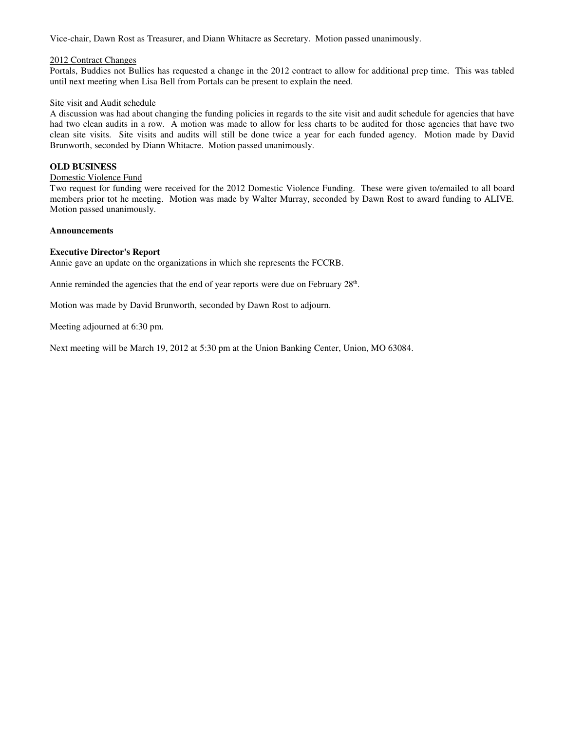Vice-chair, Dawn Rost as Treasurer, and Diann Whitacre as Secretary. Motion passed unanimously.

<u>2012 Contract Changes</u>

Portals, Buddies not Bullies has requested a change in the 2012 contract to allow for additional prep time. This was tabled until next meeting when Lisa Bell from Portals can be present to explain the need.

<u>Site visit and Audit schedule</u>

A discussion was had about changing the funding policies in regards to the site visit and audit schedule for agencies that have had two clean audits in a row. A motion was made to allow for less charts to be audited for those agencies that have two clean site visits. Site visits and audits will still be done twice a year for each funded agency. Motion made by David Brunworth, seconded by Diann Whitacre. Motion passed unanimously.

**OLD BUSINESS**

<u>Domestic Violence Fund</u>

Two request for funding were received for the 2012 Domestic Violence Funding. These were given to/emailed to all board members prior tot he meeting. Motion was made by Walter Murray, seconded by Dawn Rost to award funding to ALIVE. Motion passed unanimously.

**Announcements**

**Executive Director's Report**

Annie gave an update on the organizations in which she represents the FCCRB.

Annie reminded the agencies that the end of year reports were due on February 28th.

Motion was made by David Brunworth, seconded by Dawn Rost to adjourn.

Meeting adjourned at 6:30 pm.

Next meeting will be March 19, 2012 at 5:30 pm at the Union Banking Center, Union, MO 63084.